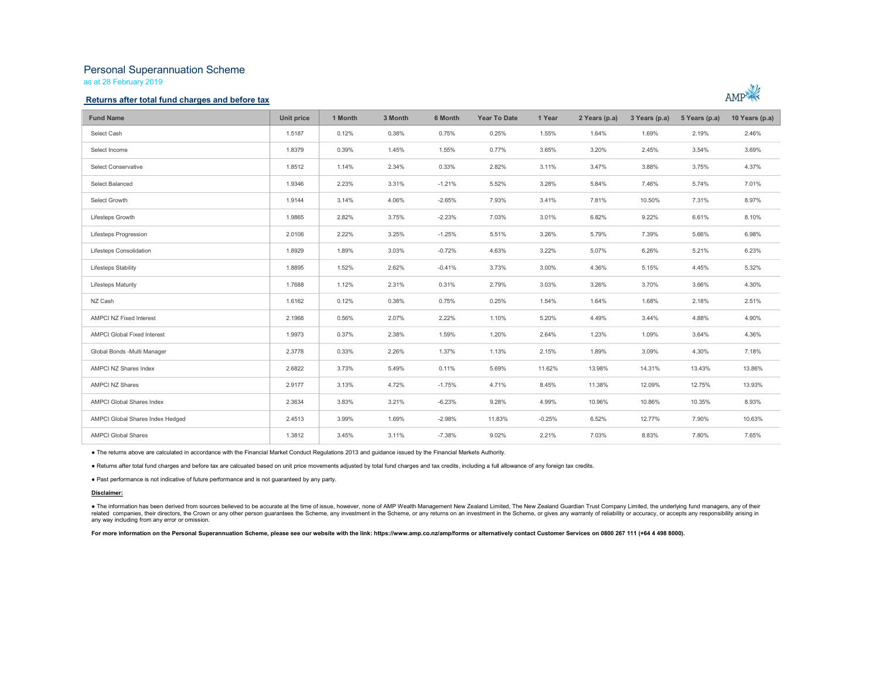# Personal Superannuation Scheme

as at 28 February 2019

## Returns after total fund charges and before tax

AMP

| Fund Name | Unit price | 1 Month | 3 Month | 6 Month | Year To Date | 1 Year | 2 Years (p.a) | 3 Years (p.a) | 5 Years (p.a) | 10 Years (p.a) |
|---|---|---|---|---|---|---|---|---|---|---|
| Select Cash | 1.5187 | 0.12% | 0.38% | 0.75% | 0.25% | 1.55% | 1.64% | 1.69% | 2.19% | 2.46% |
| Select Income | 1.8379 | 0.39% | 1.45% | 1.55% | 0.77% | 3.65% | 3.20% | 2.45% | 3.54% | 3.69% |
| Select Conservative | 1.8512 | 1.14% | 2.34% | 0.33% | 2.82% | 3.11% | 3.47% | 3.88% | 3.75% | 4.37% |
| Select Balanced | 1.9346 | 2.23% | 3.31% | -1.21% | 5.52% | 3.28% | 5.84% | 7.46% | 5.74% | 7.01% |
| Select Growth | 1.9144 | 3.14% | 4.06% | -2.65% | 7.93% | 3.41% | 7.81% | 10.50% | 7.31% | 8.97% |
| Lifesteps Growth | 1.9865 | 2.82% | 3.75% | -2.23% | 7.03% | 3.01% | 6.82% | 9.22% | 6.61% | 8.10% |
| Lifesteps Progression | 2.0106 | 2.22% | 3.25% | -1.25% | 5.51% | 3.26% | 5.79% | 7.39% | 5.66% | 6.98% |
| Lifesteps Consolidation | 1.8929 | 1.89% | 3.03% | -0.72% | 4.63% | 3.22% | 5.07% | 6.26% | 5.21% | 6.23% |
| Lifesteps Stability | 1.8895 | 1.52% | 2.62% | -0.41% | 3.73% | 3.00% | 4.36% | 5.15% | 4.45% | 5.32% |
| Lifesteps Maturity | 1.7688 | 1.12% | 2.31% | 0.31% | 2.79% | 3.03% | 3.26% | 3.70% | 3.66% | 4.30% |
| NZ Cash | 1.6162 | 0.12% | 0.38% | 0.75% | 0.25% | 1.54% | 1.64% | 1.68% | 2.18% | 2.51% |
| AMPCI NZ Fixed Interest | 2.1968 | 0.56% | 2.07% | 2.22% | 1.10% | 5.20% | 4.49% | 3.44% | 4.88% | 4.90% |
| AMPCI Global Fixed Interest | 1.9973 | 0.37% | 2.38% | 1.59% | 1.20% | 2.64% | 1.23% | 1.09% | 3.64% | 4.36% |
| Global Bonds -Multi Manager | 2.3778 | 0.33% | 2.26% | 1.37% | 1.13% | 2.15% | 1.89% | 3.09% | 4.30% | 7.18% |
| AMPCI NZ Shares Index | 2.6822 | 3.73% | 5.49% | 0.11% | 5.69% | 11.62% | 13.98% | 14.31% | 13.43% | 13.86% |
| AMPCI NZ Shares | 2.9177 | 3.13% | 4.72% | -1.75% | 4.71% | 8.45% | 11.38% | 12.09% | 12.75% | 13.93% |
| AMPCI Global Shares Index | 2.3634 | 3.83% | 3.21% | -6.23% | 9.28% | 4.99% | 10.96% | 10.86% | 10.35% | 8.93% |
| AMPCI Global Shares Index Hedged | 2.4513 | 3.99% | 1.69% | -2.98% | 11.83% | -0.25% | 6.52% | 12.77% | 7.90% | 10.63% |
| AMPCI Global Shares | 1.3812 | 3.45% | 3.11% | -7.38% | 9.02% | 2.21% | 7.03% | 8.83% | 7.80% | 7.65% |

- The returns above are calculated in accordance with the Financial Market Conduct Regulations 2013 and guidance issued by the Financial Markets Authority.
- Returns after total fund charges and before tax are calcuated based on unit price movements adjusted by total fund charges and tax credits, including a full allowance of any foreign tax credits.
- Past performance is not indicative of future performance and is not guaranteed by any party.

**Disclaimer:**

- The information has been derived from sources believed to be accurate at the time of issue, however, none of AMP Wealth Management New Zealand Limited, The New Zealand Guardian Trust Company Limited, the underlying fund managers, any of their related companies, their directors, the Crown or any other person guarantees the Scheme, any investment in the Scheme, or any returns on an investment in the Scheme, or gives any warranty of reliability or accuracy, or accepts any responsibility arising in any way including from any error or omission.

**For more information on the Personal Superannuation Scheme, please see our website with the link: https://www.amp.co.nz/amp/forms or alternatively contact Customer Services on 0800 267 111 (+64 4 498 8000).**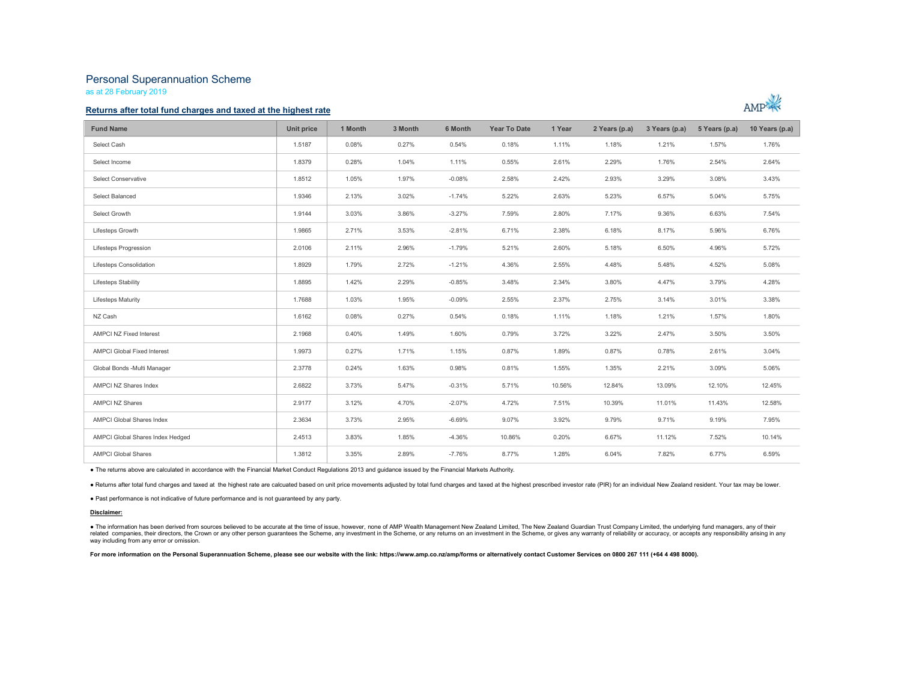# Personal Superannuation Scheme

as at 28 February 2019

AMP

## Returns after total fund charges and taxed at the highest rate

| Fund Name | Unit price | 1 Month | 3 Month | 6 Month | Year To Date | 1 Year | 2 Years (p.a) | 3 Years (p.a) | 5 Years (p.a) | 10 Years (p.a) |
|---|---|---|---|---|---|---|---|---|---|---|
| Select Cash | 1.5187 | 0.08% | 0.27% | 0.54% | 0.18% | 1.11% | 1.18% | 1.21% | 1.57% | 1.76% |
| Select Income | 1.8379 | 0.28% | 1.04% | 1.11% | 0.55% | 2.61% | 2.29% | 1.76% | 2.54% | 2.64% |
| Select Conservative | 1.8512 | 1.05% | 1.97% | -0.08% | 2.58% | 2.42% | 2.93% | 3.29% | 3.08% | 3.43% |
| Select Balanced | 1.9346 | 2.13% | 3.02% | -1.74% | 5.22% | 2.63% | 5.23% | 6.57% | 5.04% | 5.75% |
| Select Growth | 1.9144 | 3.03% | 3.86% | -3.27% | 7.59% | 2.80% | 7.17% | 9.36% | 6.63% | 7.54% |
| Lifesteps Growth | 1.9865 | 2.71% | 3.53% | -2.81% | 6.71% | 2.38% | 6.18% | 8.17% | 5.96% | 6.76% |
| Lifesteps Progression | 2.0106 | 2.11% | 2.96% | -1.79% | 5.21% | 2.60% | 5.18% | 6.50% | 4.96% | 5.72% |
| Lifesteps Consolidation | 1.8929 | 1.79% | 2.72% | -1.21% | 4.36% | 2.55% | 4.48% | 5.48% | 4.52% | 5.08% |
| Lifesteps Stability | 1.8895 | 1.42% | 2.29% | -0.85% | 3.48% | 2.34% | 3.80% | 4.47% | 3.79% | 4.28% |
| Lifesteps Maturity | 1.7688 | 1.03% | 1.95% | -0.09% | 2.55% | 2.37% | 2.75% | 3.14% | 3.01% | 3.38% |
| NZ Cash | 1.6162 | 0.08% | 0.27% | 0.54% | 0.18% | 1.11% | 1.18% | 1.21% | 1.57% | 1.80% |
| AMPCI NZ Fixed Interest | 2.1968 | 0.40% | 1.49% | 1.60% | 0.79% | 3.72% | 3.22% | 2.47% | 3.50% | 3.50% |
| AMPCI Global Fixed Interest | 1.9973 | 0.27% | 1.71% | 1.15% | 0.87% | 1.89% | 0.87% | 0.78% | 2.61% | 3.04% |
| Global Bonds -Multi Manager | 2.3778 | 0.24% | 1.63% | 0.98% | 0.81% | 1.55% | 1.35% | 2.21% | 3.09% | 5.06% |
| AMPCI NZ Shares Index | 2.6822 | 3.73% | 5.47% | -0.31% | 5.71% | 10.56% | 12.84% | 13.09% | 12.10% | 12.45% |
| AMPCI NZ Shares | 2.9177 | 3.12% | 4.70% | -2.07% | 4.72% | 7.51% | 10.39% | 11.01% | 11.43% | 12.58% |
| AMPCI Global Shares Index | 2.3634 | 3.73% | 2.95% | -6.69% | 9.07% | 3.92% | 9.79% | 9.71% | 9.19% | 7.95% |
| AMPCI Global Shares Index Hedged | 2.4513 | 3.83% | 1.85% | -4.36% | 10.86% | 0.20% | 6.67% | 11.12% | 7.52% | 10.14% |
| AMPCI Global Shares | 1.3812 | 3.35% | 2.89% | -7.76% | 8.77% | 1.28% | 6.04% | 7.82% | 6.77% | 6.59% |

- The returns above are calculated in accordance with the Financial Market Conduct Regulations 2013 and guidance issued by the Financial Markets Authority.

- Returns after total fund charges and taxed at the highest rate are calcuated based on unit price movements adjusted by total fund charges and taxed at the highest prescribed investor rate (PIR) for an individual New Zealand resident. Your tax may be lower.

- Past performance is not indicative of future performance and is not guaranteed by any party.

**Disclaimer:**

- The information has been derived from sources believed to be accurate at the time of issue, however, none of AMP Wealth Management New Zealand Limited, The New Zealand Guardian Trust Company Limited, the underlying fund managers, any of their related companies, their directors, the Crown or any other person guarantees the Scheme, any investment in the Scheme, or any returns on an investment in the Scheme, or gives any warranty of reliability or accuracy, or accepts any responsibility arising in any way including from any error or omission.

**For more information on the Personal Superannuation Scheme, please see our website with the link: https://www.amp.co.nz/amp/forms or alternatively contact Customer Services on 0800 267 111 (+64 4 498 8000).**